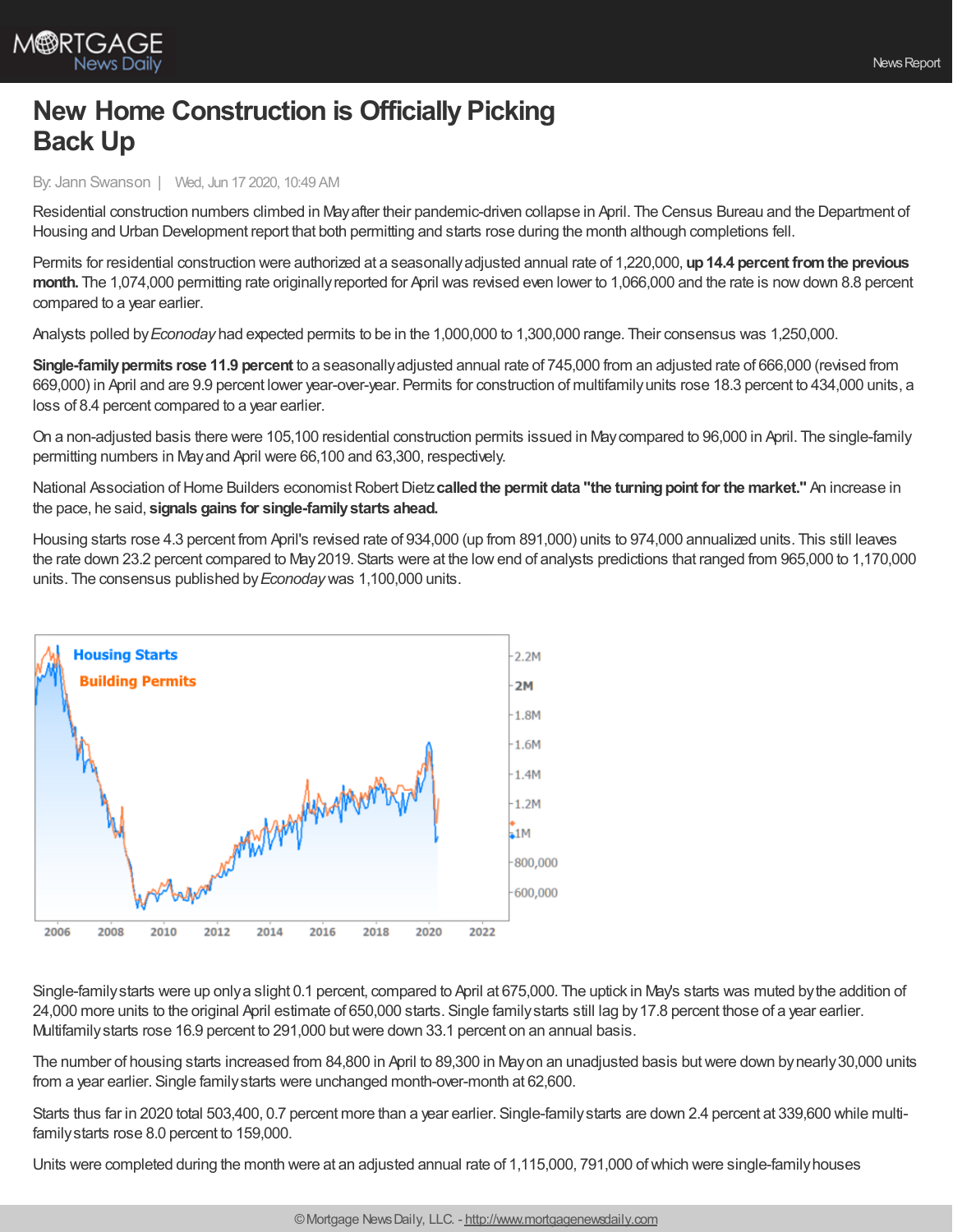# New Home Construction is Officially Picking Back Up

By: Jann Swanson | Wed, Jun 17 2020, 10:49 AM

Residential construction numbers climbed in May after their pandemic-driven collapse in April. The Census Bureau and the Department of Housing and Urban Development report that both permitting and starts rose during the month although completions fell.

Permits for residential construction were authorized at a seasonally adjusted annual rate of 1,220,000, **up 14.4 percent from the previous month.** The 1,074,000 permitting rate originally reported for April was revised even lower to 1,066,000 and the rate is now down 8.8 percent compared to a year earlier.

Analysts polled by *Econoday* had expected permits to be in the 1,000,000 to 1,300,000 range. Their consensus was 1,250,000.

**Single-family permits rose 11.9 percent** to a seasonally adjusted annual rate of 745,000 from an adjusted rate of 666,000 (revised from 669,000) in April and are 9.9 percent lower year-over-year. Permits for construction of multifamily units rose 18.3 percent to 434,000 units, a loss of 8.4 percent compared to a year earlier.

On a non-adjusted basis there were 105,100 residential construction permits issued in May compared to 96,000 in April. The single-family permitting numbers in May and April were 66,100 and 63,300, respectively.

National Association of Home Builders economist Robert Dietz **called the permit data "the turning point for the market."** An increase in the pace, he said, **signals gains for single-family starts ahead.**

Housing starts rose 4.3 percent from April's revised rate of 934,000 (up from 891,000) units to 974,000 annualized units. This still leaves the rate down 23.2 percent compared to May 2019. Starts were at the low end of analysts predictions that ranged from 965,000 to 1,170,000 units. The consensus published by *Econoday* was 1,100,000 units.

Single-family starts were up only a slight 0.1 percent, compared to April at 675,000. The uptick in May's starts was muted by the addition of 24,000 more units to the original April estimate of 650,000 starts. Single family starts still lag by 17.8 percent those of a year earlier. Multifamily starts rose 16.9 percent to 291,000 but were down 33.1 percent on an annual basis.

The number of housing starts increased from 84,800 in April to 89,300 in May on an unadjusted basis but were down by nearly 30,000 units from a year earlier. Single family starts were unchanged month-over-month at 62,600.

Starts thus far in 2020 total 503,400, 0.7 percent more than a year earlier. Single-family starts are down 2.4 percent at 339,600 while multi-family starts rose 8.0 percent to 159,000.

Units were completed during the month were at an adjusted annual rate of 1,115,000, 791,000 of which were single-family houses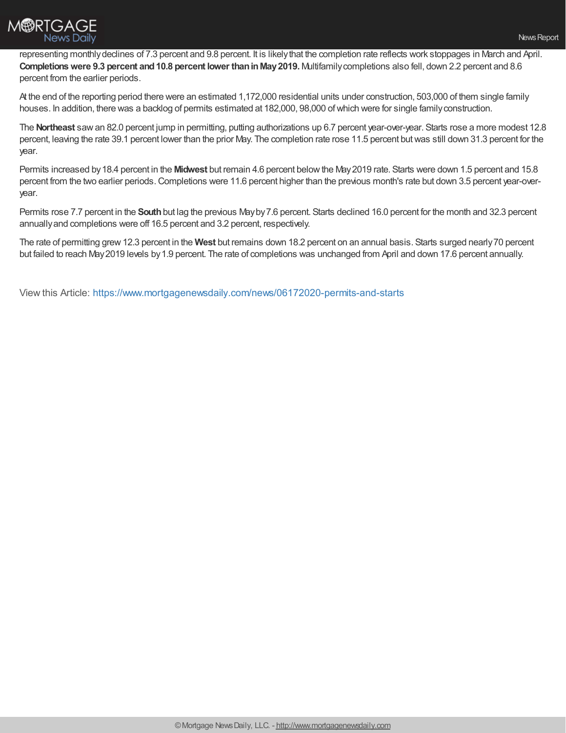representing monthly declines of 7.3 percent and 9.8 percent. It is likely that the completion rate reflects work stoppages in March and April. **Completions were 9.3 percent and 10.8 percent lower than in May 2019.** Multifamily completions also fell, down 2.2 percent and 8.6 percent from the earlier periods.

At the end of the reporting period there were an estimated 1,172,000 residential units under construction, 503,000 of them single family houses. In addition, there was a backlog of permits estimated at 182,000, 98,000 of which were for single family construction.

The **Northeast** saw an 82.0 percent jump in permitting, putting authorizations up 6.7 percent year-over-year. Starts rose a more modest 12.8 percent, leaving the rate 39.1 percent lower than the prior May. The completion rate rose 11.5 percent but was still down 31.3 percent for the year.

Permits increased by 18.4 percent in the **Midwest** but remain 4.6 percent below the May 2019 rate. Starts were down 1.5 percent and 15.8 percent from the two earlier periods. Completions were 11.6 percent higher than the previous month's rate but down 3.5 percent year-over-year.

Permits rose 7.7 percent in the **South** but lag the previous May by 7.6 percent. Starts declined 16.0 percent for the month and 32.3 percent annually and completions were off 16.5 percent and 3.2 percent, respectively.

The rate of permitting grew 12.3 percent in the **West** but remains down 18.2 percent on an annual basis. Starts surged nearly 70 percent but failed to reach May 2019 levels by 1.9 percent. The rate of completions was unchanged from April and down 17.6 percent annually.

View this Article: https://www.mortgagenewsdaily.com/news/06172020-permits-and-starts